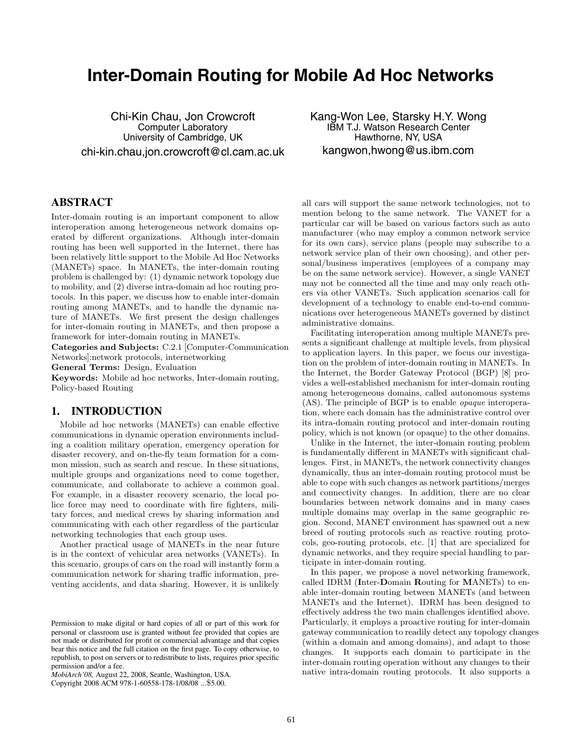# Inter-Domain Routing for Mobile Ad Hoc Networks

Chi-Kin Chau, Jon Crowcroft
Computer Laboratory
University of Cambridge, UK
chi-kin.chau,jon.crowcroft@cl.cam.ac.uk

Kang-Won Lee, Starsky H.Y. Wong
IBM T.J. Watson Research Center
Hawthorne, NY, USA
kangwon,hwong@us.ibm.com

## ABSTRACT

Inter-domain routing is an important component to allow interoperation among heterogeneous network domains operated by different organizations. Although inter-domain routing has been well supported in the Internet, there has been relatively little support to the Mobile Ad Hoc Networks (MANETs) space. In MANETs, the inter-domain routing problem is challenged by: (1) dynamic network topology due to mobility, and (2) diverse intra-domain ad hoc routing protocols. In this paper, we discuss how to enable inter-domain routing among MANETs, and to handle the dynamic nature of MANETs. We first present the design challenges for inter-domain routing in MANETs, and then propose a framework for inter-domain routing in MANETs.

**Categories and Subjects:** C.2.1 [Computer-Communication Networks]:network protocols, internetworking

**General Terms:** Design, Evaluation

**Keywords:** Mobile ad hoc networks, Inter-domain routing, Policy-based Routing

## 1. INTRODUCTION

Mobile ad hoc networks (MANETs) can enable effective communications in dynamic operation environments including a coalition military operation, emergency operation for disaster recovery, and on-the-fly team formation for a common mission, such as search and rescue. In these situations, multiple groups and organizations need to come together, communicate, and collaborate to achieve a common goal. For example, in a disaster recovery scenario, the local police force may need to coordinate with fire fighters, military forces, and medical crews by sharing information and communicating with each other regardless of the particular networking technologies that each group uses.

Another practical usage of MANETs in the near future is in the context of vehicular area networks (VANETs). In this scenario, groups of cars on the road will instantly form a communication network for sharing traffic information, preventing accidents, and data sharing. However, it is unlikely all cars will support the same network technologies, not to mention belong to the same network. The VANET for a particular car will be based on various factors such as auto manufacturer (who may employ a common network service for its own cars), service plans (people may subscribe to a network service plan of their own choosing), and other personal/business imperatives (employees of a company may be on the same network service). However, a single VANET may not be connected all the time and may only reach others via other VANETs. Such application scenarios call for development of a technology to enable end-to-end communications over heterogeneous MANETs governed by distinct administrative domains.

Facilitating interoperation among multiple MANETs presents a significant challenge at multiple levels, from physical to application layers. In this paper, we focus our investigation on the problem of inter-domain routing in MANETs. In the Internet, the Border Gateway Protocol (BGP) [8] provides a well-established mechanism for inter-domain routing among heterogeneous domains, called autonomous systems (AS). The principle of BGP is to enable *opaque* interoperation, where each domain has the administrative control over its intra-domain routing protocol and inter-domain routing policy, which is not known (or opaque) to the other domains.

Unlike in the Internet, the inter-domain routing problem is fundamentally different in MANETs with significant challenges. First, in MANETs, the network connectivity changes dynamically, thus an inter-domain routing protocol must be able to cope with such changes as network partitions/merges and connectivity changes. In addition, there are no clear boundaries between network domains and in many cases multiple domains may overlap in the same geographic region. Second, MANET environment has spawned out a new breed of routing protocols such as reactive routing protocols, geo-routing protocols, etc. [1] that are specialized for dynamic networks, and they require special handling to participate in inter-domain routing.

In this paper, we propose a novel networking framework, called IDRM (**I**nter-**D**omain **R**outing for **M**ANETs) to enable inter-domain routing between MANETs (and between MANETs and the Internet). IDRM has been designed to effectively address the two main challenges identified above. Particularly, it employs a proactive routing for inter-domain gateway communication to readily detect any topology changes (within a domain and among domains), and adapt to those changes. It supports each domain to participate in the inter-domain routing operation without any changes to their native intra-domain routing protocols. It also supports a

Permission to make digital or hard copies of all or part of this work for personal or classroom use is granted without fee provided that copies are not made or distributed for profit or commercial advantage and that copies bear this notice and the full citation on the first page. To copy otherwise, to republish, to post on servers or to redistribute to lists, requires prior specific permission and/or a fee.
*MobiArch'08,* August 22, 2008, Seattle, Washington, USA.
Copyright 2008 ACM 978-1-60558-178-1/08/08 ...$5.00.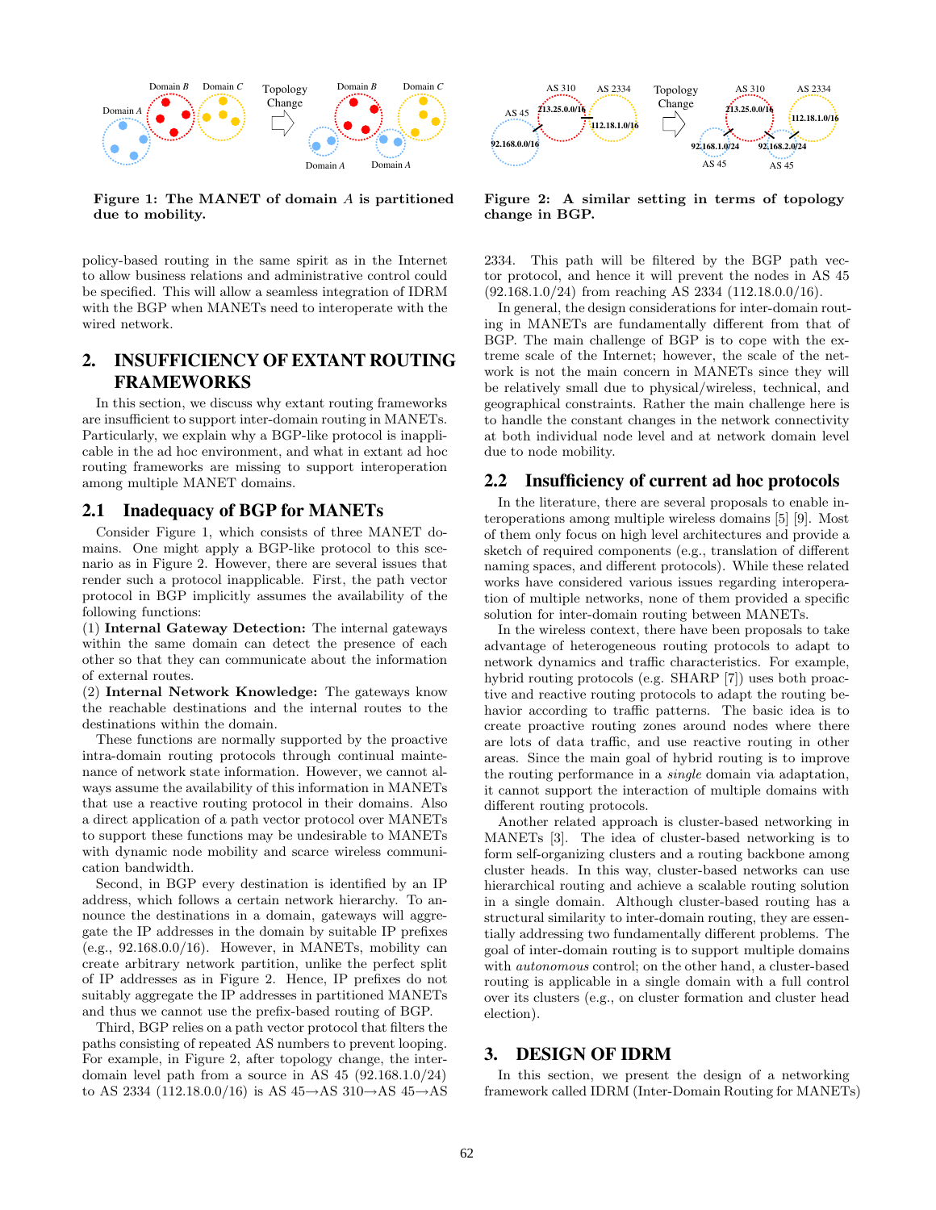Figure 1: The MANET of domain $A$ is partitioned due to mobility.

Figure 2: A similar setting in terms of topology change in BGP.

policy-based routing in the same spirit as in the Internet to allow business relations and administrative control could be specified. This will allow a seamless integration of IDRM with the BGP when MANETs need to interoperate with the wired network.

## 2. INSUFFICIENCY OF EXTANT ROUTING FRAMEWORKS

In this section, we discuss why extant routing frameworks are insufficient to support inter-domain routing in MANETs. Particularly, we explain why a BGP-like protocol is inapplicable in the ad hoc environment, and what in extant ad hoc routing frameworks are missing to support interoperation among multiple MANET domains.

### 2.1 Inadequacy of BGP for MANETs

Consider Figure 1, which consists of three MANET domains. One might apply a BGP-like protocol to this scenario as in Figure 2. However, there are several issues that render such a protocol inapplicable. First, the path vector protocol in BGP implicitly assumes the availability of the following functions:

(1) **Internal Gateway Detection:** The internal gateways within the same domain can detect the presence of each other so that they can communicate about the information of external routes.

(2) **Internal Network Knowledge:** The gateways know the reachable destinations and the internal routes to the destinations within the domain.

These functions are normally supported by the proactive intra-domain routing protocols through continual maintenance of network state information. However, we cannot always assume the availability of this information in MANETs that use a reactive routing protocol in their domains. Also a direct application of a path vector protocol over MANETs to support these functions may be undesirable to MANETs with dynamic node mobility and scarce wireless communication bandwidth.

Second, in BGP every destination is identified by an IP address, which follows a certain network hierarchy. To announce the destinations in a domain, gateways will aggregate the IP addresses in the domain by suitable IP prefixes (e.g., 92.168.0.0/16). However, in MANETs, mobility can create arbitrary network partition, unlike the perfect split of IP addresses as in Figure 2. Hence, IP prefixes do not suitably aggregate the IP addresses in partitioned MANETs and thus we cannot use the prefix-based routing of BGP.

Third, BGP relies on a path vector protocol that filters the paths consisting of repeated AS numbers to prevent looping. For example, in Figure 2, after topology change, the inter-domain level path from a source in AS 45 (92.168.1.0/24) to AS 2334 (112.18.0.0/16) is AS 45→AS 310→AS 45→AS 2334. This path will be filtered by the BGP path vector protocol, and hence it will prevent the nodes in AS 45 (92.168.1.0/24) from reaching AS 2334 (112.18.0.0/16).

In general, the design considerations for inter-domain routing in MANETs are fundamentally different from that of BGP. The main challenge of BGP is to cope with the extreme scale of the Internet; however, the scale of the network is not the main concern in MANETs since they will be relatively small due to physical/wireless, technical, and geographical constraints. Rather the main challenge here is to handle the constant changes in the network connectivity at both individual node level and at network domain level due to node mobility.

### 2.2 Insufficiency of current ad hoc protocols

In the literature, there are several proposals to enable interoperations among multiple wireless domains [5] [9]. Most of them only focus on high level architectures and provide a sketch of required components (e.g., translation of different naming spaces, and different protocols). While these related works have considered various issues regarding interoperation of multiple networks, none of them provided a specific solution for inter-domain routing between MANETs.

In the wireless context, there have been proposals to take advantage of heterogeneous routing protocols to adapt to network dynamics and traffic characteristics. For example, hybrid routing protocols (e.g. SHARP [7]) uses both proactive and reactive routing protocols to adapt the routing behavior according to traffic patterns. The basic idea is to create proactive routing zones around nodes where there are lots of data traffic, and use reactive routing in other areas. Since the main goal of hybrid routing is to improve the routing performance in a *single* domain via adaptation, it cannot support the interaction of multiple domains with different routing protocols.

Another related approach is cluster-based networking in MANETs [3]. The idea of cluster-based networking is to form self-organizing clusters and a routing backbone among cluster heads. In this way, cluster-based networks can use hierarchical routing and achieve a scalable routing solution in a single domain. Although cluster-based routing has a structural similarity to inter-domain routing, they are essentially addressing two fundamentally different problems. The goal of inter-domain routing is to support multiple domains with *autonomous* control; on the other hand, a cluster-based routing is applicable in a single domain with a full control over its clusters (e.g., on cluster formation and cluster head election).

## 3. DESIGN OF IDRM

In this section, we present the design of a networking framework called IDRM (Inter-Domain Routing for MANETs)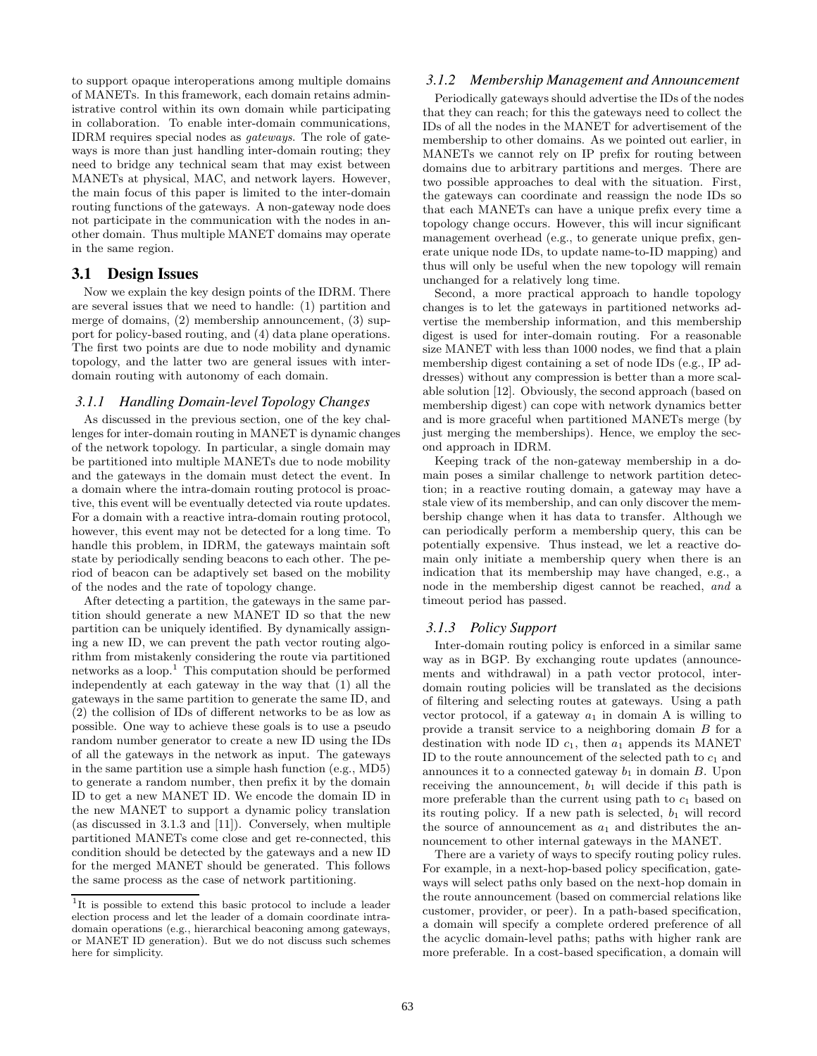to support opaque interoperations among multiple domains of MANETs. In this framework, each domain retains administrative control within its own domain while participating in collaboration. To enable inter-domain communications, IDRM requires special nodes as *gateways*. The role of gateways is more than just handling inter-domain routing; they need to bridge any technical seam that may exist between MANETs at physical, MAC, and network layers. However, the main focus of this paper is limited to the inter-domain routing functions of the gateways. A non-gateway node does not participate in the communication with the nodes in another domain. Thus multiple MANET domains may operate in the same region.

## 3.1 Design Issues

Now we explain the key design points of the IDRM. There are several issues that we need to handle: (1) partition and merge of domains, (2) membership announcement, (3) support for policy-based routing, and (4) data plane operations. The first two points are due to node mobility and dynamic topology, and the latter two are general issues with inter-domain routing with autonomy of each domain.

### 3.1.1 Handling Domain-level Topology Changes

As discussed in the previous section, one of the key challenges for inter-domain routing in MANET is dynamic changes of the network topology. In particular, a single domain may be partitioned into multiple MANETs due to node mobility and the gateways in the domain must detect the event. In a domain where the intra-domain routing protocol is proactive, this event will be eventually detected via route updates. For a domain with a reactive intra-domain routing protocol, however, this event may not be detected for a long time. To handle this problem, in IDRM, the gateways maintain soft state by periodically sending beacons to each other. The period of beacon can be adaptively set based on the mobility of the nodes and the rate of topology change.

After detecting a partition, the gateways in the same partition should generate a new MANET ID so that the new partition can be uniquely identified. By dynamically assigning a new ID, we can prevent the path vector routing algorithm from mistakenly considering the route via partitioned networks as a loop.[1] This computation should be performed independently at each gateway in the way that (1) all the gateways in the same partition to generate the same ID, and (2) the collision of IDs of different networks to be as low as possible. One way to achieve these goals is to use a pseudo random number generator to create a new ID using the IDs of all the gateways in the network as input. The gateways in the same partition use a simple hash function (e.g., MD5) to generate a random number, then prefix it by the domain ID to get a new MANET ID. We encode the domain ID in the new MANET to support a dynamic policy translation (as discussed in 3.1.3 and [11]). Conversely, when multiple partitioned MANETs come close and get re-connected, this condition should be detected by the gateways and a new ID for the merged MANET should be generated. This follows the same process as the case of network partitioning.

[1] It is possible to extend this basic protocol to include a leader election process and let the leader of a domain coordinate intra-domain operations (e.g., hierarchical beaconing among gateways, or MANET ID generation). But we do not discuss such schemes here for simplicity.

### 3.1.2 Membership Management and Announcement

Periodically gateways should advertise the IDs of the nodes that they can reach; for this the gateways need to collect the IDs of all the nodes in the MANET for advertisement of the membership to other domains. As we pointed out earlier, in MANETs we cannot rely on IP prefix for routing between domains due to arbitrary partitions and merges. There are two possible approaches to deal with the situation. First, the gateways can coordinate and reassign the node IDs so that each MANETs can have a unique prefix every time a topology change occurs. However, this will incur significant management overhead (e.g., to generate unique prefix, generate unique node IDs, to update name-to-ID mapping) and thus will only be useful when the new topology will remain unchanged for a relatively long time.

Second, a more practical approach to handle topology changes is to let the gateways in partitioned networks advertise the membership information, and this membership digest is used for inter-domain routing. For a reasonable size MANET with less than 1000 nodes, we find that a plain membership digest containing a set of node IDs (e.g., IP addresses) without any compression is better than a more scalable solution [12]. Obviously, the second approach (based on membership digest) can cope with network dynamics better and is more graceful when partitioned MANETs merge (by just merging the memberships). Hence, we employ the second approach in IDRM.

Keeping track of the non-gateway membership in a domain poses a similar challenge to network partition detection; in a reactive routing domain, a gateway may have a stale view of its membership, and can only discover the membership change when it has data to transfer. Although we can periodically perform a membership query, this can be potentially expensive. Thus instead, we let a reactive domain only initiate a membership query when there is an indication that its membership may have changed, e.g., a node in the membership digest cannot be reached, *and* a timeout period has passed.

### 3.1.3 Policy Support

Inter-domain routing policy is enforced in a similar same way as in BGP. By exchanging route updates (announcements and withdrawal) in a path vector protocol, inter-domain routing policies will be translated as the decisions of filtering and selecting routes at gateways. Using a path vector protocol, if a gateway $a_1$ in domain A is willing to provide a transit service to a neighboring domain $B$ for a destination with node ID $c_1$, then $a_1$ appends its MANET ID to the route announcement of the selected path to $c_1$ and announces it to a connected gateway $b_1$ in domain $B$. Upon receiving the announcement, $b_1$ will decide if this path is more preferable than the current using path to $c_1$ based on its routing policy. If a new path is selected, $b_1$ will record the source of announcement as $a_1$ and distributes the announcement to other internal gateways in the MANET.

There are a variety of ways to specify routing policy rules. For example, in a next-hop-based policy specification, gateways will select paths only based on the next-hop domain in the route announcement (based on commercial relations like customer, provider, or peer). In a path-based specification, a domain will specify a complete ordered preference of all the acyclic domain-level paths; paths with higher rank are more preferable. In a cost-based specification, a domain will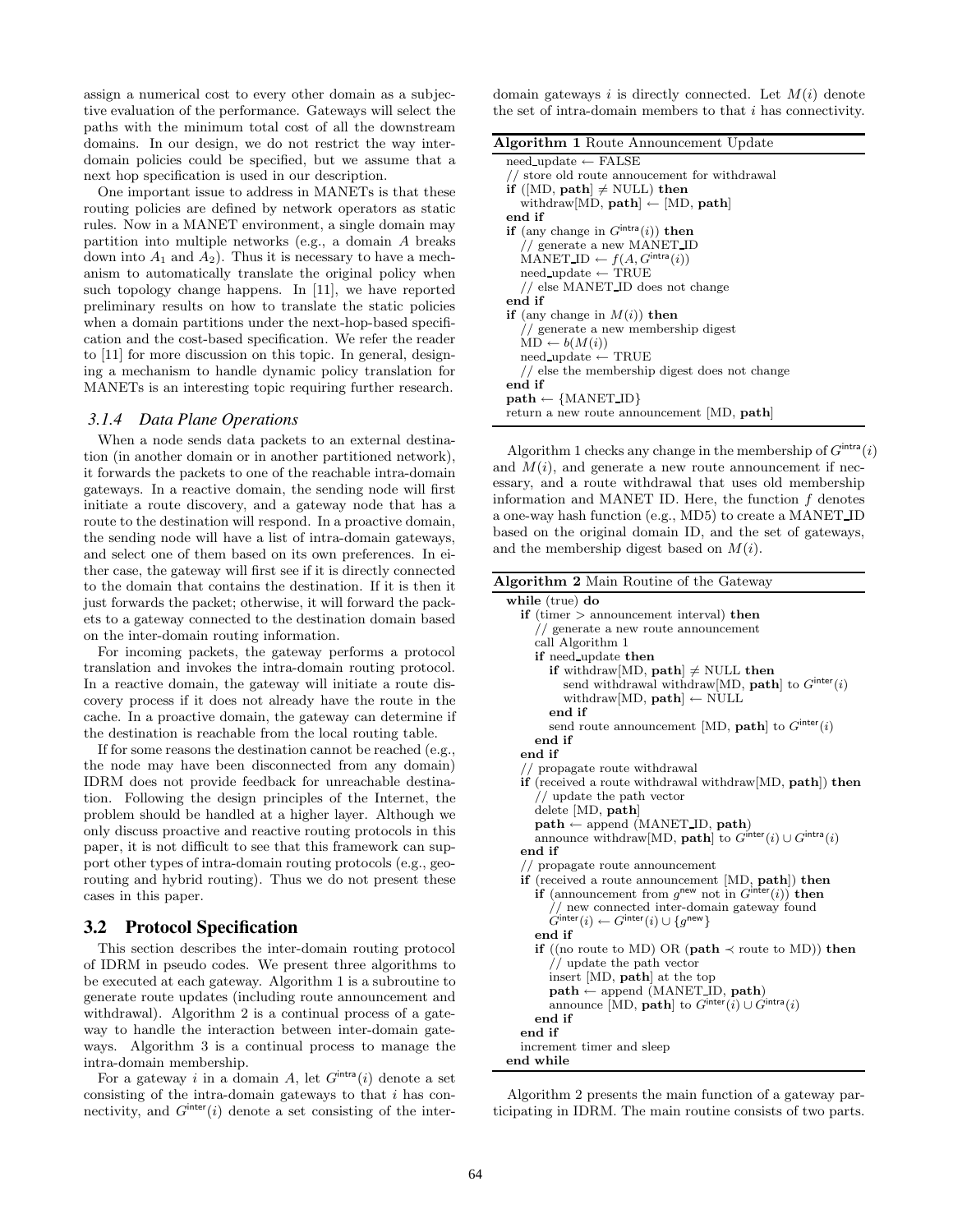assign a numerical cost to every other domain as a subjective evaluation of the performance. Gateways will select the paths with the minimum total cost of all the downstream domains. In our design, we do not restrict the way inter-domain policies could be specified, but we assume that a next hop specification is used in our description.

One important issue to address in MANETs is that these routing policies are defined by network operators as static rules. Now in a MANET environment, a single domain may partition into multiple networks (e.g., a domain $A$ breaks down into $A_1$ and $A_2$). Thus it is necessary to have a mechanism to automatically translate the original policy when such topology change happens. In [11], we have reported preliminary results on how to translate the static policies when a domain partitions under the next-hop-based specification and the cost-based specification. We refer the reader to [11] for more discussion on this topic. In general, designing a mechanism to handle dynamic policy translation for MANETs is an interesting topic requiring further research.

#### *3.1.4 Data Plane Operations*

When a node sends data packets to an external destination (in another domain or in another partitioned network), it forwards the packets to one of the reachable intra-domain gateways. In a reactive domain, the sending node will first initiate a route discovery, and a gateway node that has a route to the destination will respond. In a proactive domain, the sending node will have a list of intra-domain gateways, and select one of them based on its own preferences. In either case, the gateway will first see if it is directly connected to the domain that contains the destination. If it is then it just forwards the packet; otherwise, it will forward the packets to a gateway connected to the destination domain based on the inter-domain routing information.

For incoming packets, the gateway performs a protocol translation and invokes the intra-domain routing protocol. In a reactive domain, the gateway will initiate a route discovery process if it does not already have the route in the cache. In a proactive domain, the gateway can determine if the destination is reachable from the local routing table.

If for some reasons the destination cannot be reached (e.g., the node may have been disconnected from any domain) IDRM does not provide feedback for unreachable destination. Following the design principles of the Internet, the problem should be handled at a higher layer. Although we only discuss proactive and reactive routing protocols in this paper, it is not difficult to see that this framework can support other types of intra-domain routing protocols (e.g., georouting and hybrid routing). Thus we do not present these cases in this paper.

## 3.2 Protocol Specification

This section describes the inter-domain routing protocol of IDRM in pseudo codes. We present three algorithms to be executed at each gateway. Algorithm 1 is a subroutine to generate route updates (including route announcement and withdrawal). Algorithm 2 is a continual process of a gateway to handle the interaction between inter-domain gateways. Algorithm 3 is a continual process to manage the intra-domain membership.

For a gateway $i$ in a domain $A$, let $G^{\mathsf{intra}}(i)$ denote a set consisting of the intra-domain gateways to that $i$ has connectivity, and $G^{\mathsf{inter}}(i)$ denote a set consisting of the inter-domain gateways $i$ is directly connected. Let $M(i)$ denote the set of intra-domain members to that $i$ has connectivity.

**Algorithm 1** Route Announcement Update

```
need_update ← FALSE
// store old route annoucement for withdrawal
if ([MD, path] ≠ NULL) then
   withdraw[MD, path] ← [MD, path]
end if
if (any change in G^intra(i)) then
   // generate a new MANET_ID
   MANET_ID ← f(A, G^intra(i))
   need_update ← TRUE
   // else MANET_ID does not change
end if
if (any change in M(i)) then
   // generate a new membership digest
   MD ← b(M(i))
   need_update ← TRUE
   // else the membership digest does not change
end if
path ← {MANET_ID}
return a new route announcement [MD, path]
```

Algorithm 1 checks any change in the membership of $G^{\mathsf{intra}}(i)$ and $M(i)$, and generate a new route announcement if necessary, and a route withdrawal that uses old membership information and MANET ID. Here, the function $f$ denotes a one-way hash function (e.g., MD5) to create a MANET_ID based on the original domain ID, and the set of gateways, and the membership digest based on $M(i)$.

**Algorithm 2** Main Routine of the Gateway

```
while (true) do
   if (timer > announcement interval) then
      // generate a new route announcement
      call Algorithm 1
      if need_update then
         if withdraw[MD, path] ≠ NULL then
            send withdrawal withdraw[MD, path] to G^inter(i)
            withdraw[MD, path] ← NULL
         end if
         send route announcement [MD, path] to G^inter(i)
      end if
   end if
   // propagate route withdrawal
   if (received a route withdrawal withdraw[MD, path]) then
      // update the path vector
      delete [MD, path]
      path ← append (MANET_ID, path)
      announce withdraw[MD, path] to G^inter(i) ∪ G^intra(i)
   end if
   // propagate route announcement
   if (received a route announcement [MD, path]) then
      if (announcement from g^new not in G^inter(i)) then
         // new connected inter-domain gateway found
         G^inter(i) ← G^inter(i) ∪ {g^new}
      end if
      if ((no route to MD) OR (path ≺ route to MD)) then
         // update the path vector
         insert [MD, path] at the top
         path ← append (MANET_ID, path)
         announce [MD, path] to G^inter(i) ∪ G^intra(i)
      end if
   end if
   increment timer and sleep
end while
```

Algorithm 2 presents the main function of a gateway participating in IDRM. The main routine consists of two parts.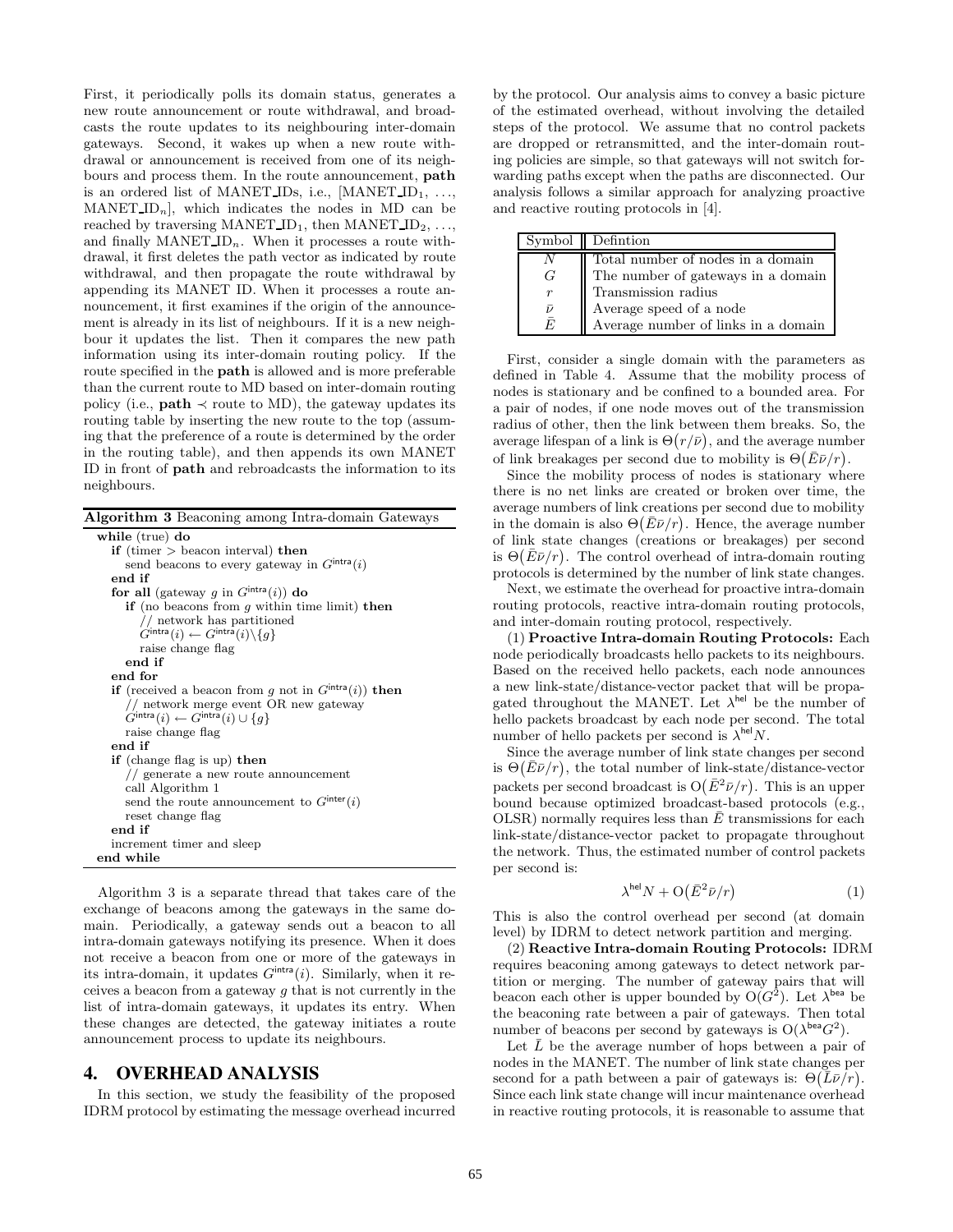First, it periodically polls its domain status, generates a new route announcement or route withdrawal, and broadcasts the route updates to its neighbouring inter-domain gateways. Second, it wakes up when a new route withdrawal or announcement is received from one of its neighbours and process them. In the route announcement, **path** is an ordered list of MANET_IDs, i.e., [MANET_ID$_1$, ..., MANET_ID$_n$], which indicates the nodes in MD can be reached by traversing MANET_ID$_1$, then MANET_ID$_2$, ..., and finally MANET_ID$_n$. When it processes a route withdrawal, it first deletes the path vector as indicated by route withdrawal, and then propagate the route withdrawal by appending its MANET ID. When it processes a route announcement, it first examines if the origin of the announcement is already in its list of neighbours. If it is a new neighbour it updates the list. Then it compares the new path information using its inter-domain routing policy. If the route specified in the **path** is allowed and is more preferable than the current route to MD based on inter-domain routing policy (i.e., **path** $\prec$ route to MD), the gateway updates its routing table by inserting the new route to the top (assuming that the preference of a route is determined by the order in the routing table), and then appends its own MANET ID in front of **path** and rebroadcasts the information to its neighbours.

**Algorithm 3** Beaconing among Intra-domain Gateways

```
while (true) do
  if (timer > beacon interval) then
    send beacons to every gateway in G^intra(i)
  end if
  for all (gateway g in G^intra(i)) do
    if (no beacons from g within time limit) then
      // network has partitioned
      G^intra(i) ← G^intra(i)\{g}
      raise change flag
    end if
  end for
  if (received a beacon from g not in G^intra(i)) then
    // network merge event OR new gateway
    G^intra(i) ← G^intra(i) ∪ {g}
    raise change flag
  end if
  if (change flag is up) then
    // generate a new route announcement
    call Algorithm 1
    send the route announcement to G^inter(i)
    reset change flag
  end if
  increment timer and sleep
end while
```

Algorithm 3 is a separate thread that takes care of the exchange of beacons among the gateways in the same domain. Periodically, a gateway sends out a beacon to all intra-domain gateways notifying its presence. When it does not receive a beacon from one or more of the gateways in its intra-domain, it updates $G^{\mathsf{intra}}(i)$. Similarly, when it receives a beacon from a gateway $g$ that is not currently in the list of intra-domain gateways, it updates its entry. When these changes are detected, the gateway initiates a route announcement process to update its neighbours.

## 4. OVERHEAD ANALYSIS

In this section, we study the feasibility of the proposed IDRM protocol by estimating the message overhead incurred by the protocol. Our analysis aims to convey a basic picture of the estimated overhead, without involving the detailed steps of the protocol. We assume that no control packets are dropped or retransmitted, and the inter-domain routing policies are simple, so that gateways will not switch forwarding paths except when the paths are disconnected. Our analysis follows a similar approach for analyzing proactive and reactive routing protocols in [4].

| Symbol | Defintion |
|---|---|
| $N$ | Total number of nodes in a domain |
| $G$ | The number of gateways in a domain |
| $r$ | Transmission radius |
| $\bar{\nu}$ | Average speed of a node |
| $\bar{E}$ | Average number of links in a domain |

First, consider a single domain with the parameters as defined in Table 4. Assume that the mobility process of nodes is stationary and be confined to a bounded area. For a pair of nodes, if one node moves out of the transmission radius of other, then the link between them breaks. So, the average lifespan of a link is $\Theta(r/\bar{\nu})$, and the average number of link breakages per second due to mobility is $\Theta(\bar{E}\bar{\nu}/r)$.

Since the mobility process of nodes is stationary where there is no net links are created or broken over time, the average numbers of link creations per second due to mobility in the domain is also $\Theta(\bar{E}\bar{\nu}/r)$. Hence, the average number of link state changes (creations or breakages) per second is $\Theta(\bar{E}\bar{\nu}/r)$. The control overhead of intra-domain routing protocols is determined by the number of link state changes.

Next, we estimate the overhead for proactive intra-domain routing protocols, reactive intra-domain routing protocols, and inter-domain routing protocol, respectively.

(1) **Proactive Intra-domain Routing Protocols:** Each node periodically broadcasts hello packets to its neighbours. Based on the received hello packets, each node announces a new link-state/distance-vector packet that will be propagated throughout the MANET. Let $\lambda^{\mathsf{hel}}$ be the number of hello packets broadcast by each node per second. The total number of hello packets per second is $\lambda^{\mathsf{hel}}N$.

Since the average number of link state changes per second is $\Theta(\bar{E}\bar{\nu}/r)$, the total number of link-state/distance-vector packets per second broadcast is $\mathrm{O}(\bar{E}^2\bar{\nu}/r)$. This is an upper bound because optimized broadcast-based protocols (e.g., OLSR) normally requires less than $\bar{E}$ transmissions for each link-state/distance-vector packet to propagate throughout the network. Thus, the estimated number of control packets per second is:

$$\lambda^{\mathsf{hel}}N + \mathrm{O}(\bar{E}^2\bar{\nu}/r) \tag{1}$$

This is also the control overhead per second (at domain level) by IDRM to detect network partition and merging.

(2) **Reactive Intra-domain Routing Protocols:** IDRM requires beaconing among gateways to detect network partition or merging. The number of gateway pairs that will beacon each other is upper bounded by $\mathrm{O}(G^2)$. Let $\lambda^{\mathsf{bea}}$ be the beaconing rate between a pair of gateways. Then total number of beacons per second by gateways is $\mathrm{O}(\lambda^{\mathsf{bea}}G^2)$.

Let $\bar{L}$ be the average number of hops between a pair of nodes in the MANET. The number of link state changes per second for a path between a pair of gateways is: $\Theta(\bar{L}\bar{\nu}/r)$. Since each link state change will incur maintenance overhead in reactive routing protocols, it is reasonable to assume that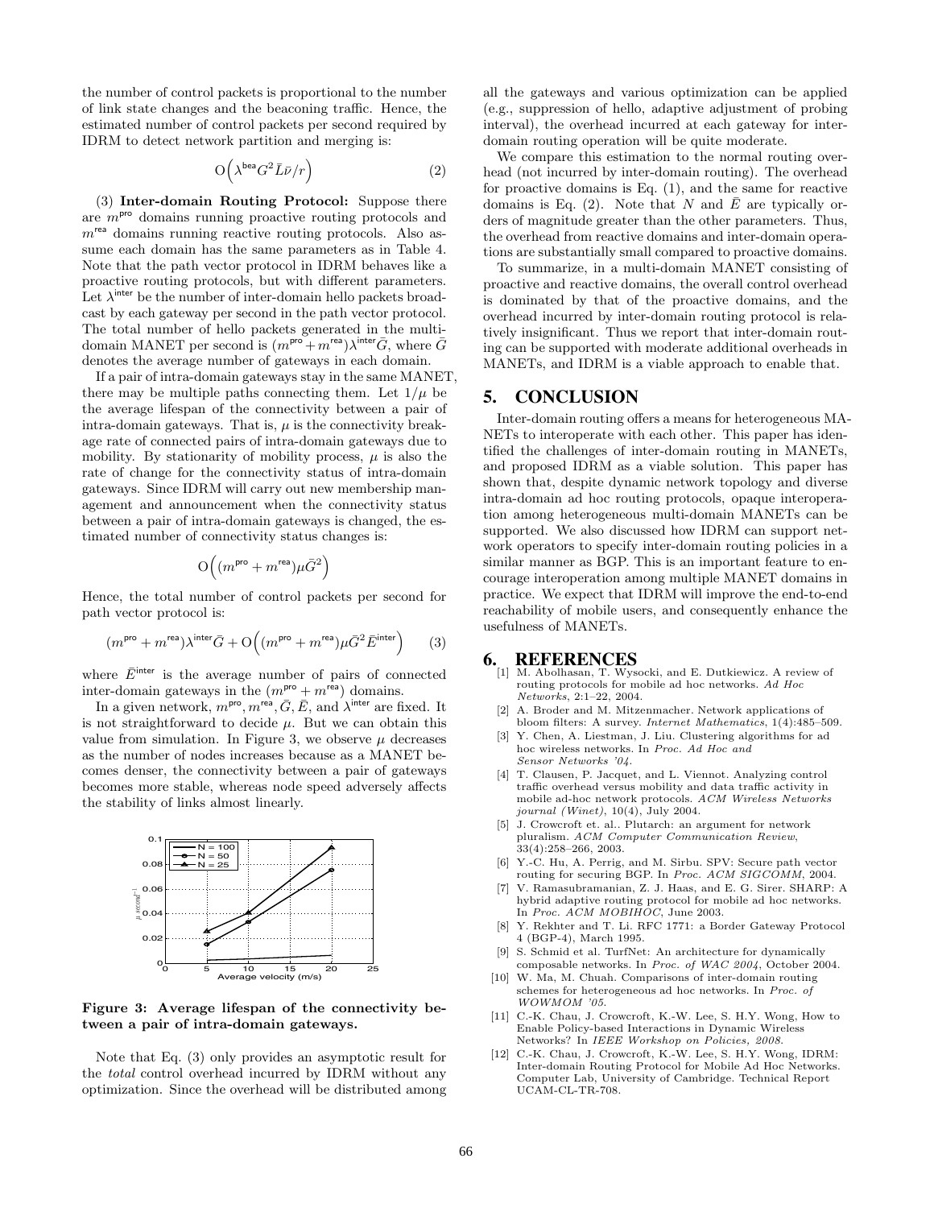the number of control packets is proportional to the number of link state changes and the beaconing traffic. Hence, the estimated number of control packets per second required by IDRM to detect network partition and merging is:

$$\mathrm{O}\Big(\lambda^{\mathsf{bea}} G^2 \bar{L}\bar{\nu}/r\Big) \tag{2}$$

(3) **Inter-domain Routing Protocol:** Suppose there are $m^{\mathsf{pro}}$ domains running proactive routing protocols and $m^{\mathsf{rea}}$ domains running reactive routing protocols. Also assume each domain has the same parameters as in Table 4. Note that the path vector protocol in IDRM behaves like a proactive routing protocols, but with different parameters. Let $\lambda^{\mathsf{inter}}$ be the number of inter-domain hello packets broadcast by each gateway per second in the path vector protocol. The total number of hello packets generated in the multi-domain MANET per second is $(m^{\mathsf{pro}}+m^{\mathsf{rea}})\lambda^{\mathsf{inter}}\bar{G}$, where $\bar{G}$ denotes the average number of gateways in each domain.

If a pair of intra-domain gateways stay in the same MANET, there may be multiple paths connecting them. Let $1/\mu$ be the average lifespan of the connectivity between a pair of intra-domain gateways. That is, $\mu$ is the connectivity breakage rate of connected pairs of intra-domain gateways due to mobility. By stationarity of mobility process, $\mu$ is also the rate of change for the connectivity status of intra-domain gateways. Since IDRM will carry out new membership management and announcement when the connectivity status between a pair of intra-domain gateways is changed, the estimated number of connectivity status changes is:

$$\mathrm{O}\Big((m^{\mathsf{pro}}+m^{\mathsf{rea}})\mu\bar{G}^2\Big)$$

Hence, the total number of control packets per second for path vector protocol is:

$$(m^{\mathsf{pro}}+m^{\mathsf{rea}})\lambda^{\mathsf{inter}}\bar{G} + \mathrm{O}\Big((m^{\mathsf{pro}}+m^{\mathsf{rea}})\mu\bar{G}^2\bar{E}^{\mathsf{inter}}\Big) \tag{3}$$

where $\bar{E}^{\mathsf{inter}}$ is the average number of pairs of connected inter-domain gateways in the $(m^{\mathsf{pro}}+m^{\mathsf{rea}})$ domains.

In a given network, $m^{\mathsf{pro}}, m^{\mathsf{rea}}, \bar{G}, \bar{E}$, and $\lambda^{\mathsf{inter}}$ are fixed. It is not straightforward to decide $\mu$. But we can obtain this value from simulation. In Figure 3, we observe $\mu$ decreases as the number of nodes increases because as a MANET becomes denser, the connectivity between a pair of gateways becomes more stable, whereas node speed adversely affects the stability of links almost linearly.

N = 100
N = 50
N = 25
μ second⁻¹
0.1
0.08
0.06
0.04
0.02
0
0 5 10 15 20 25
Average velocity (m/s)

**Figure 3: Average lifespan of the connectivity between a pair of intra-domain gateways.**

Note that Eq. (3) only provides an asymptotic result for the *total* control overhead incurred by IDRM without any optimization. Since the overhead will be distributed among all the gateways and various optimization can be applied (e.g., suppression of hello, adaptive adjustment of probing interval), the overhead incurred at each gateway for inter-domain routing operation will be quite moderate.

We compare this estimation to the normal routing overhead (not incurred by inter-domain routing). The overhead for proactive domains is Eq. (1), and the same for reactive domains is Eq. (2). Note that $N$ and $\bar{E}$ are typically orders of magnitude greater than the other parameters. Thus, the overhead from reactive domains and inter-domain operations are substantially small compared to proactive domains.

To summarize, in a multi-domain MANET consisting of proactive and reactive domains, the overall control overhead is dominated by that of the proactive domains, and the overhead incurred by inter-domain routing protocol is relatively insignificant. Thus we report that inter-domain routing can be supported with moderate additional overheads in MANETs, and IDRM is a viable approach to enable that.

## 5. CONCLUSION

Inter-domain routing offers a means for heterogeneous MANETs to interoperate with each other. This paper has identified the challenges of inter-domain routing in MANETs, and proposed IDRM as a viable solution. This paper has shown that, despite dynamic network topology and diverse intra-domain ad hoc routing protocols, opaque interoperation among heterogeneous multi-domain MANETs can be supported. We also discussed how IDRM can support network operators to specify inter-domain routing policies in a similar manner as BGP. This is an important feature to encourage interoperation among multiple MANET domains in practice. We expect that IDRM will improve the end-to-end reachability of mobile users, and consequently enhance the usefulness of MANETs.

## 6. REFERENCES

[1] M. Abolhasan, T. Wysocki, and E. Dutkiewicz. A review of routing protocols for mobile ad hoc networks. *Ad Hoc Networks*, 2:1–22, 2004.

[2] A. Broder and M. Mitzenmacher. Network applications of bloom filters: A survey. *Internet Mathematics*, 1(4):485–509.

[3] Y. Chen, A. Liestman, J. Liu. Clustering algorithms for ad hoc wireless networks. In *Proc. Ad Hoc and Sensor Networks '04*.

[4] T. Clausen, P. Jacquet, and L. Viennot. Analyzing control traffic overhead versus mobility and data traffic activity in mobile ad-hoc network protocols. *ACM Wireless Networks journal (Winet)*, 10(4), July 2004.

[5] J. Crowcroft et. al.. Plutarch: an argument for network pluralism. *ACM Computer Communication Review*, 33(4):258–266, 2003.

[6] Y.-C. Hu, A. Perrig, and M. Sirbu. SPV: Secure path vector routing for securing BGP. In *Proc. ACM SIGCOMM*, 2004.

[7] V. Ramasubramanian, Z. J. Haas, and E. G. Sirer. SHARP: A hybrid adaptive routing protocol for mobile ad hoc networks. In *Proc. ACM MOBIHOC*, June 2003.

[8] Y. Rekhter and T. Li. RFC 1771: a Border Gateway Protocol 4 (BGP-4), March 1995.

[9] S. Schmid et al. TurfNet: An architecture for dynamically composable networks. In *Proc. of WAC 2004*, October 2004.

[10] W. Ma, M. Chuah. Comparisons of inter-domain routing schemes for heterogeneous ad hoc networks. In *Proc. of WOWMOM '05*.

[11] C.-K. Chau, J. Crowcroft, K.-W. Lee, S. H.Y. Wong, How to Enable Policy-based Interactions in Dynamic Wireless Networks? In *IEEE Workshop on Policies, 2008.*

[12] C.-K. Chau, J. Crowcroft, K.-W. Lee, S. H.Y. Wong, IDRM: Inter-domain Routing Protocol for Mobile Ad Hoc Networks. Computer Lab, University of Cambridge. Technical Report UCAM-CL-TR-708.